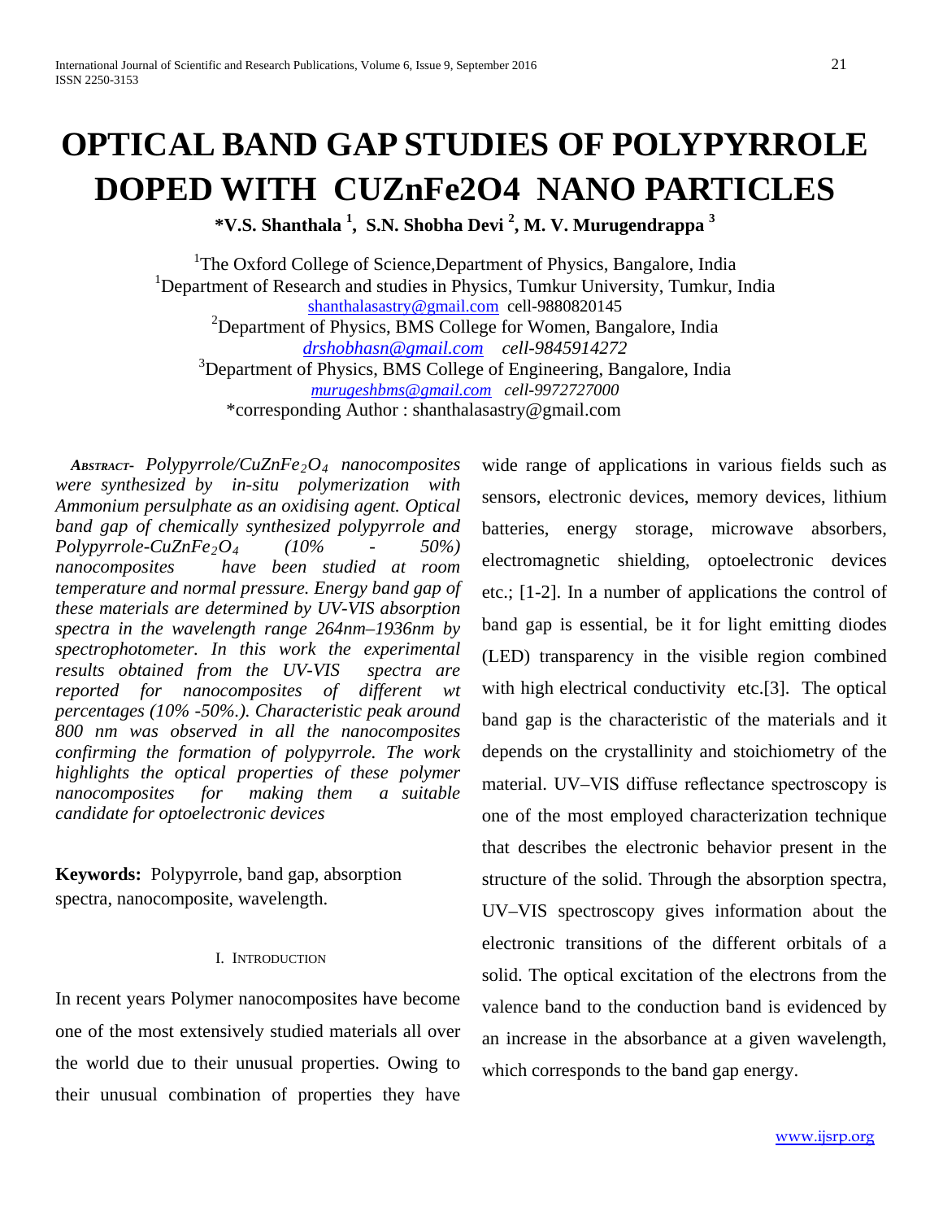# OPTICAL BAND GAP STUDIES OF POLYPYRROLE DOPED WITH CUZnFe2O4 NANO PARTICLES

**\*V.S. Shanthala [1], S.N. Shobha Devi [2], M. V. Murugendrappa [3]**

[1]The Oxford College of Science,Department of Physics, Bangalore, India
[1]Department of Research and studies in Physics, Tumkur University, Tumkur, India
shanthalasastry@gmail.com cell-9880820145
[2]Department of Physics, BMS College for Women, Bangalore, India
*drshobhasn@gmail.com cell-9845914272*
[3]Department of Physics, BMS College of Engineering, Bangalore, India
*murugeshbms@gmail.com cell-9972727000*
\*corresponding Author : shanthalasastry@gmail.com

***Abstract***- *Polypyrrole/$CuZnFe_2O_4$ nanocomposites were synthesized by in-situ polymerization with Ammonium persulphate as an oxidising agent. Optical band gap of chemically synthesized polypyrrole and Polypyrrole-$CuZnFe_2O_4$ (10% - 50%) nanocomposites have been studied at room temperature and normal pressure. Energy band gap of these materials are determined by UV-VIS absorption spectra in the wavelength range 264nm–1936nm by spectrophotometer. In this work the experimental results obtained from the UV-VIS spectra are reported for nanocomposites of different wt percentages (10% -50%.). Characteristic peak around 800 nm was observed in all the nanocomposites confirming the formation of polypyrrole. The work highlights the optical properties of these polymer nanocomposites for making them a suitable candidate for optoelectronic devices*

**Keywords:** Polypyrrole, band gap, absorption spectra, nanocomposite, wavelength.

## I. Introduction

In recent years Polymer nanocomposites have become one of the most extensively studied materials all over the world due to their unusual properties. Owing to their unusual combination of properties they have wide range of applications in various fields such as sensors, electronic devices, memory devices, lithium batteries, energy storage, microwave absorbers, electromagnetic shielding, optoelectronic devices etc.; [1-2]. In a number of applications the control of band gap is essential, be it for light emitting diodes (LED) transparency in the visible region combined with high electrical conductivity etc.[3]. The optical band gap is the characteristic of the materials and it depends on the crystallinity and stoichiometry of the material. UV–VIS diffuse reflectance spectroscopy is one of the most employed characterization technique that describes the electronic behavior present in the structure of the solid. Through the absorption spectra, UV–VIS spectroscopy gives information about the electronic transitions of the different orbitals of a solid. The optical excitation of the electrons from the valence band to the conduction band is evidenced by an increase in the absorbance at a given wavelength, which corresponds to the band gap energy.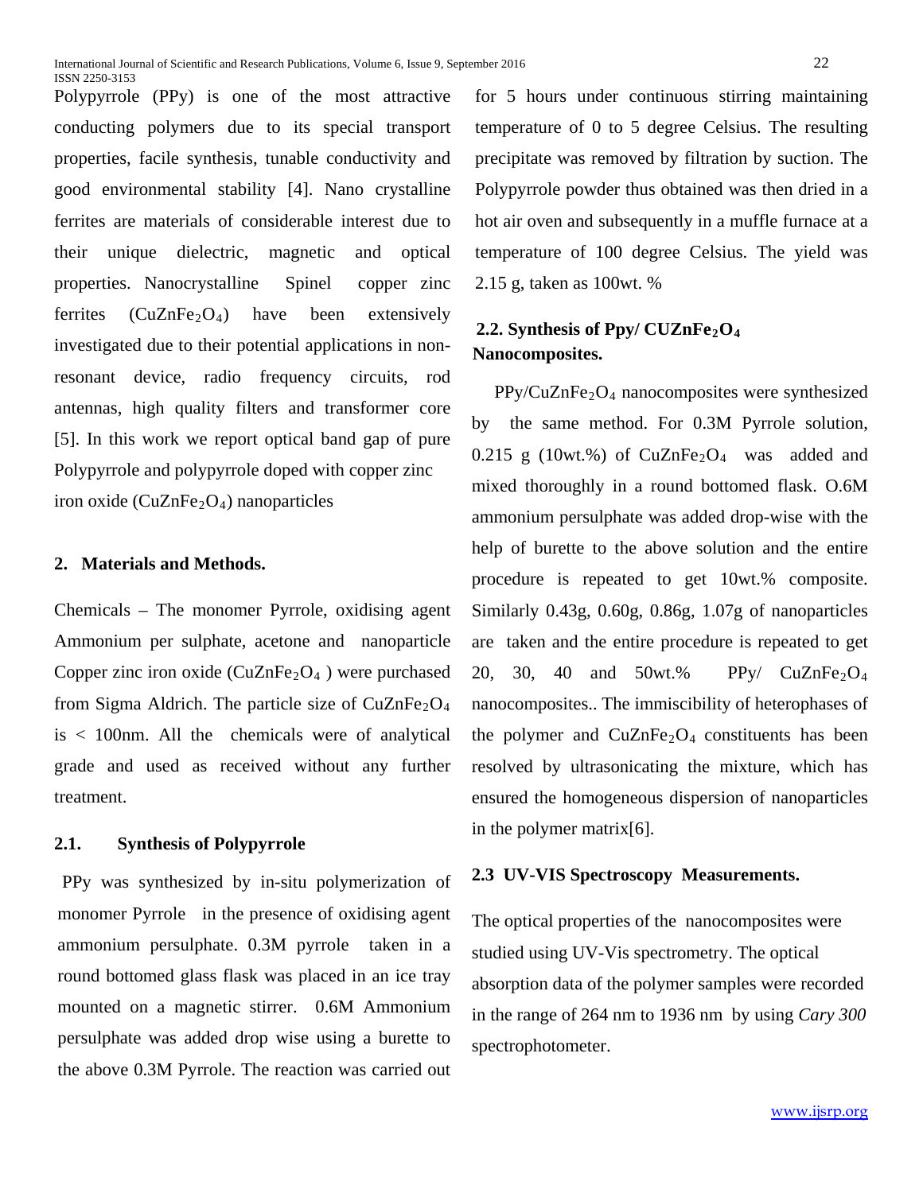Polypyrrole (PPy) is one of the most attractive conducting polymers due to its special transport properties, facile synthesis, tunable conductivity and good environmental stability [4]. Nano crystalline ferrites are materials of considerable interest due to their unique dielectric, magnetic and optical properties. Nanocrystalline Spinel copper zinc ferrites ($CuZnFe_2O_4$) have been extensively investigated due to their potential applications in non-resonant device, radio frequency circuits, rod antennas, high quality filters and transformer core [5]. In this work we report optical band gap of pure Polypyrrole and polypyrrole doped with copper zinc iron oxide ($CuZnFe_2O_4$) nanoparticles

## 2. Materials and Methods.

Chemicals – The monomer Pyrrole, oxidising agent Ammonium per sulphate, acetone and nanoparticle Copper zinc iron oxide ($CuZnFe_2O_4$ ) were purchased from Sigma Aldrich. The particle size of $CuZnFe_2O_4$ is < 100nm. All the chemicals were of analytical grade and used as received without any further treatment.

### 2.1. Synthesis of Polypyrrole

PPy was synthesized by in-situ polymerization of monomer Pyrrole in the presence of oxidising agent ammonium persulphate. 0.3M pyrrole taken in a round bottomed glass flask was placed in an ice tray mounted on a magnetic stirrer. 0.6M Ammonium persulphate was added drop wise using a burette to the above 0.3M Pyrrole. The reaction was carried out for 5 hours under continuous stirring maintaining temperature of 0 to 5 degree Celsius. The resulting precipitate was removed by filtration by suction. The Polypyrrole powder thus obtained was then dried in a hot air oven and subsequently in a muffle furnace at a temperature of 100 degree Celsius. The yield was 2.15 g, taken as 100wt. %

### 2.2. Synthesis of Ppy/ $CUZnFe_2O_4$ Nanocomposites.

PPy/$CuZnFe_2O_4$ nanocomposites were synthesized by the same method. For 0.3M Pyrrole solution, 0.215 g (10wt.%) of $CuZnFe_2O_4$ was added and mixed thoroughly in a round bottomed flask. O.6M ammonium persulphate was added drop-wise with the help of burette to the above solution and the entire procedure is repeated to get 10wt.% composite. Similarly 0.43g, 0.60g, 0.86g, 1.07g of nanoparticles are taken and the entire procedure is repeated to get 20, 30, 40 and 50wt.% PPy/ $CuZnFe_2O_4$ nanocomposites.. The immiscibility of heterophases of the polymer and $CuZnFe_2O_4$ constituents has been resolved by ultrasonicating the mixture, which has ensured the homogeneous dispersion of nanoparticles in the polymer matrix[6].

### 2.3 UV-VIS Spectroscopy Measurements.

The optical properties of the nanocomposites were studied using UV-Vis spectrometry. The optical absorption data of the polymer samples were recorded in the range of 264 nm to 1936 nm by using *Cary 300* spectrophotometer.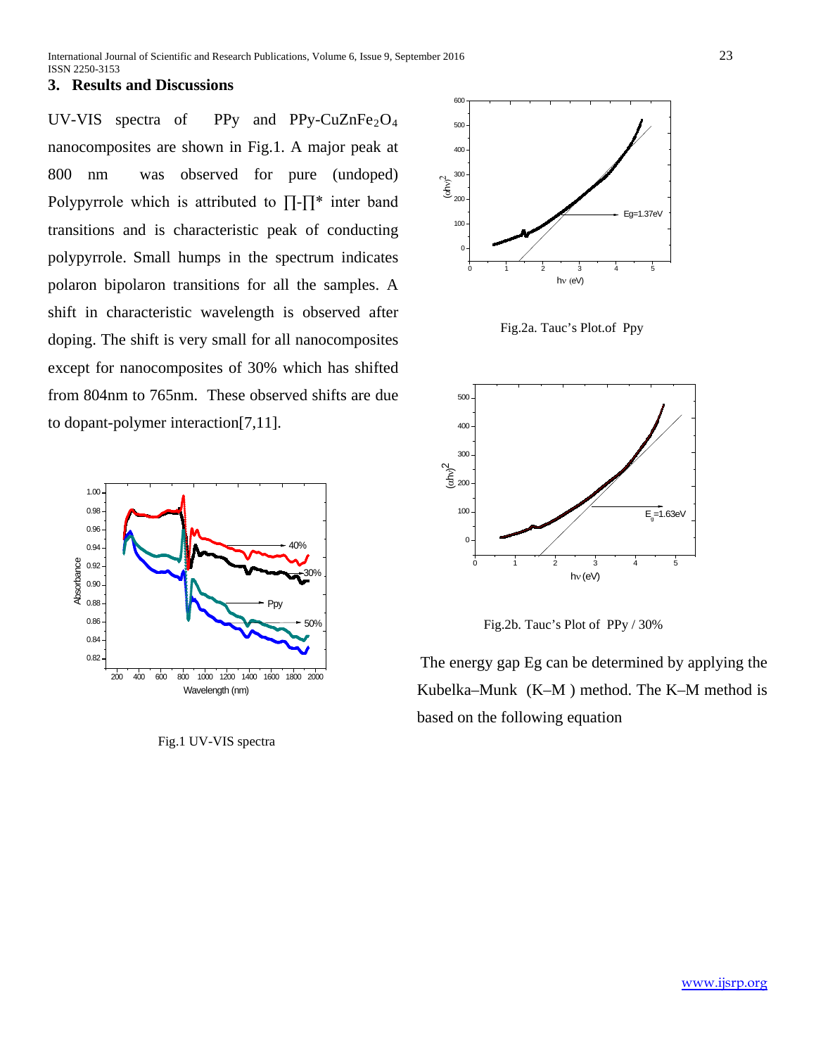## 3. Results and Discussions

UV-VIS spectra of PPy and PPy-$CuZnFe_2O_4$ nanocomposites are shown in Fig.1. A major peak at 800 nm was observed for pure (undoped) Polypyrrole which is attributed to ∏-∏* inter band transitions and is characteristic peak of conducting polypyrrole. Small humps in the spectrum indicates polaron bipolaron transitions for all the samples. A shift in characteristic wavelength is observed after doping. The shift is very small for all nanocomposites except for nanocomposites of 30% which has shifted from 804nm to 765nm. These observed shifts are due to dopant-polymer interaction[7,11].

Fig.1 UV-VIS spectra

Fig.2a. Tauc's Plot.of Ppy

Fig.2b. Tauc's Plot of PPy / 30%

The energy gap Eg can be determined by applying the Kubelka–Munk (K–M ) method. The K–M method is based on the following equation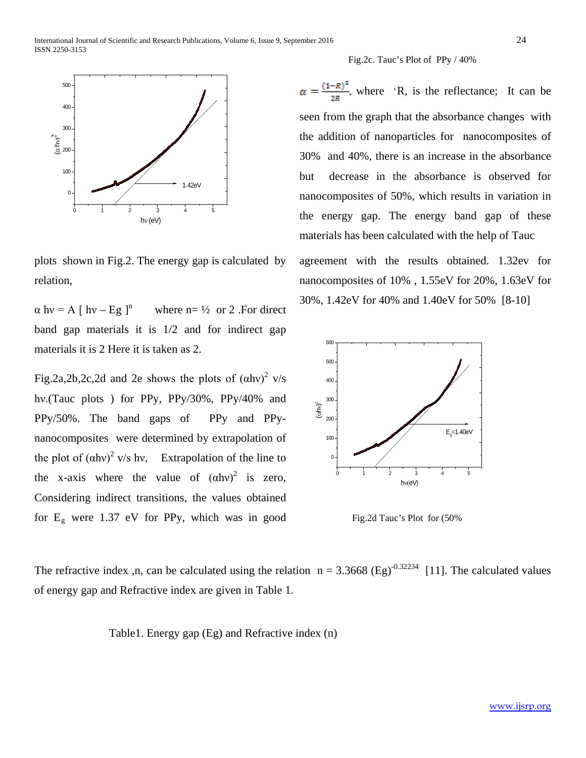Fig.2c. Tauc's Plot of PPy / 40%

$\alpha = \frac{(1-R)^2}{2R}$, where 'R, is the reflectance; It can be seen from the graph that the absorbance changes with the addition of nanoparticles for nanocomposites of 30% and 40%, there is an increase in the absorbance but decrease in the absorbance is observed for nanocomposites of 50%, which results in variation in the energy gap. The energy band gap of these materials has been calculated with the help of Tauc plots shown in Fig.2. The energy gap is calculated by relation,

$\alpha h\nu = A [ h\nu - E_g ]^n$ where n= ½ or 2 .For direct band gap materials it is 1/2 and for indirect gap materials it is 2 Here it is taken as 2.

Fig.2a,2b,2c,2d and 2e shows the plots of $(\alpha h\nu)^2$ v/s $h\nu$.(Tauc plots ) for PPy, PPy/30%, PPy/40% and PPy/50%. The band gaps of PPy and PPy-nanocomposites were determined by extrapolation of the plot of $(\alpha h\nu)^2$ v/s $h\nu$, Extrapolation of the line to the x-axis where the value of $(\alpha h\nu)^2$ is zero, Considering indirect transitions, the values obtained for $E_g$ were 1.37 eV for PPy, which was in good agreement with the results obtained. 1.32ev for nanocomposites of 10% , 1.55eV for 20%, 1.63eV for 30%, 1.42eV for 40% and 1.40eV for 50% [8-10]

Fig.2d Tauc's Plot for (50%

The refractive index ,n, can be calculated using the relation $n = 3.3668 (E_g)^{-0.32234}$ [11]. The calculated values of energy gap and Refractive index are given in Table 1.

Table1. Energy gap (Eg) and Refractive index (n)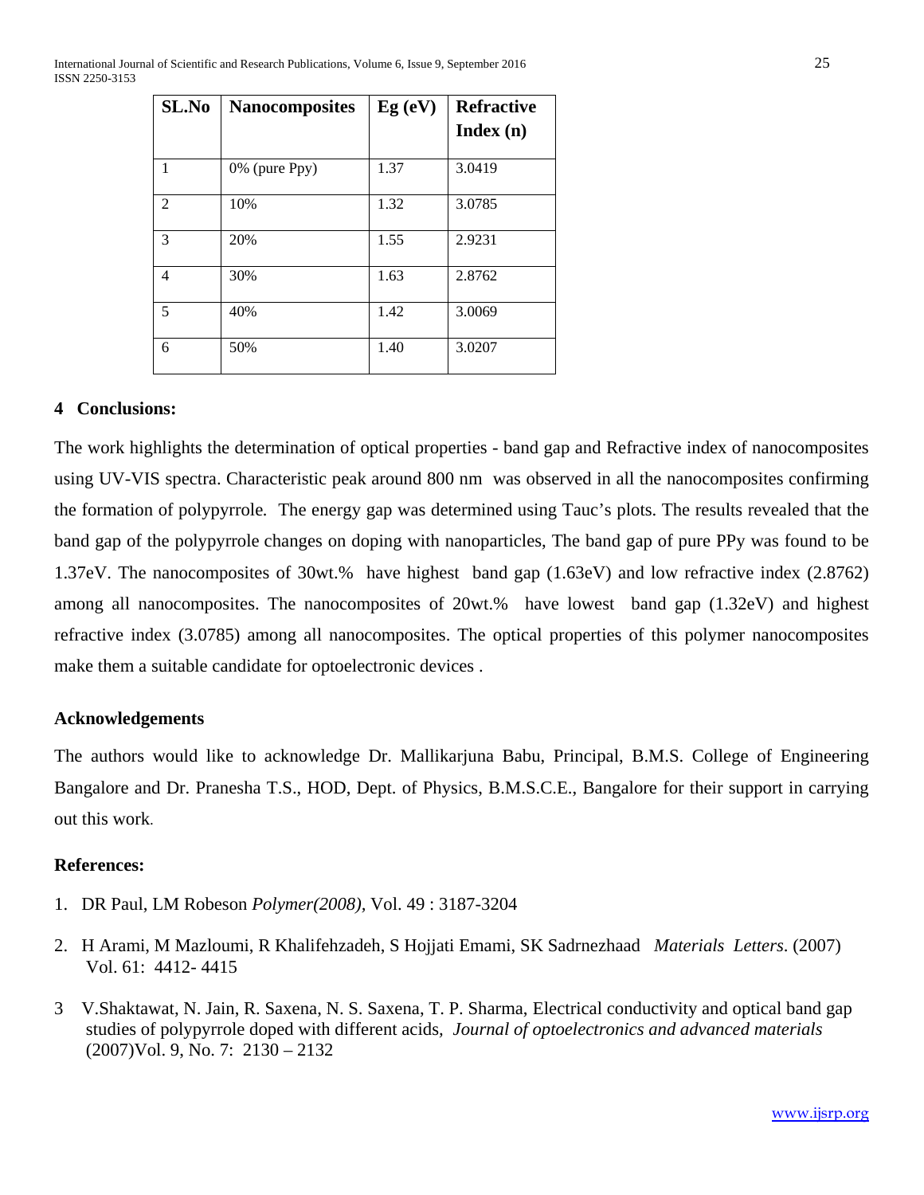| SL.No | Nanocomposites | Eg (eV) | Refractive Index (n) |
|---|---|---|---|
| 1 | 0% (pure Ppy) | 1.37 | 3.0419 |
| 2 | 10% | 1.32 | 3.0785 |
| 3 | 20% | 1.55 | 2.9231 |
| 4 | 30% | 1.63 | 2.8762 |
| 5 | 40% | 1.42 | 3.0069 |
| 6 | 50% | 1.40 | 3.0207 |

## 4 Conclusions:

The work highlights the determination of optical properties - band gap and Refractive index of nanocomposites using UV-VIS spectra. Characteristic peak around 800 nm was observed in all the nanocomposites confirming the formation of polypyrrole. The energy gap was determined using Tauc's plots. The results revealed that the band gap of the polypyrrole changes on doping with nanoparticles, The band gap of pure PPy was found to be 1.37eV. The nanocomposites of 30wt.% have highest band gap (1.63eV) and low refractive index (2.8762) among all nanocomposites. The nanocomposites of 20wt.% have lowest band gap (1.32eV) and highest refractive index (3.0785) among all nanocomposites. The optical properties of this polymer nanocomposites make them a suitable candidate for optoelectronic devices .

### Acknowledgements

The authors would like to acknowledge Dr. Mallikarjuna Babu, Principal, B.M.S. College of Engineering Bangalore and Dr. Pranesha T.S., HOD, Dept. of Physics, B.M.S.C.E., Bangalore for their support in carrying out this work.

### References:

1. DR Paul, LM Robeson *Polymer(2008),* Vol. 49 : 3187-3204
2. H Arami, M Mazloumi, R Khalifehzadeh, S Hojjati Emami, SK Sadrnezhaad *Materials Letters*. (2007) Vol. 61: 4412- 4415
3. V.Shaktawat, N. Jain, R. Saxena, N. S. Saxena, T. P. Sharma, Electrical conductivity and optical band gap studies of polypyrrole doped with different acids, *Journal of optoelectronics and advanced materials* (2007)Vol. 9, No. 7: 2130 – 2132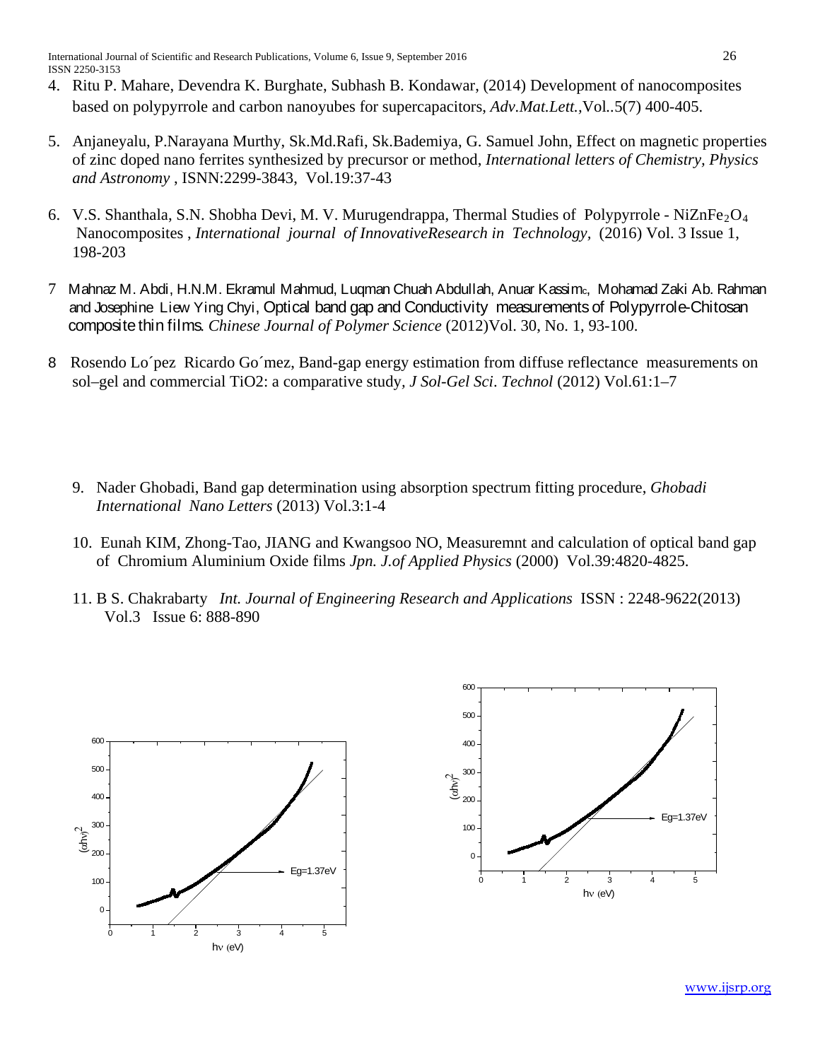4. Ritu P. Mahare, Devendra K. Burghate, Subhash B. Kondawar, (2014) Development of nanocomposites based on polypyrrole and carbon nanoyubes for supercapacitors, *Adv.Mat.Lett.,*Vol..5(7) 400-405.

5. Anjaneyalu, P.Narayana Murthy, Sk.Md.Rafi, Sk.Bademiya, G. Samuel John, Effect on magnetic properties of zinc doped nano ferrites synthesized by precursor or method, *International letters of Chemistry, Physics and Astronomy* , ISNN:2299-3843, Vol.19:37-43

6. V.S. Shanthala, S.N. Shobha Devi, M. V. Murugendrappa, Thermal Studies of Polypyrrole - $NiZnFe_2O_4$ Nanocomposites , *International journal of InnovativeResearch in Technology,* (2016) Vol. 3 Issue 1, 198-203

7. Mahnaz M. Abdi, H.N.M. Ekramul Mahmud, Luqman Chuah Abdullah, Anuar Kassim[c], Mohamad Zaki Ab. Rahman and Josephine Liew Ying Chyi, Optical band gap and Conductivity measurements of Polypyrrole-Chitosan composite thin films. *Chinese Journal of Polymer Science* (2012)Vol. 30, No. 1, 93-100.

8. Rosendo Lo´pez Ricardo Go´mez, Band-gap energy estimation from diffuse reflectance measurements on sol–gel and commercial TiO2: a comparative study, *J Sol-Gel Sci. Technol* (2012) Vol.61:1–7

9. Nader Ghobadi, Band gap determination using absorption spectrum fitting procedure, *Ghobadi International Nano Letters* (2013) Vol.3:1-4

10. Eunah KIM, Zhong-Tao, JIANG and Kwangsoo NO, Measuremnt and calculation of optical band gap of Chromium Aluminium Oxide films *Jpn. J.of Applied Physics* (2000) Vol.39:4820-4825.

11. B S. Chakrabarty *Int. Journal of Engineering Research and Applications* ISSN : 2248-9622(2013) Vol.3 Issue 6: 888-890